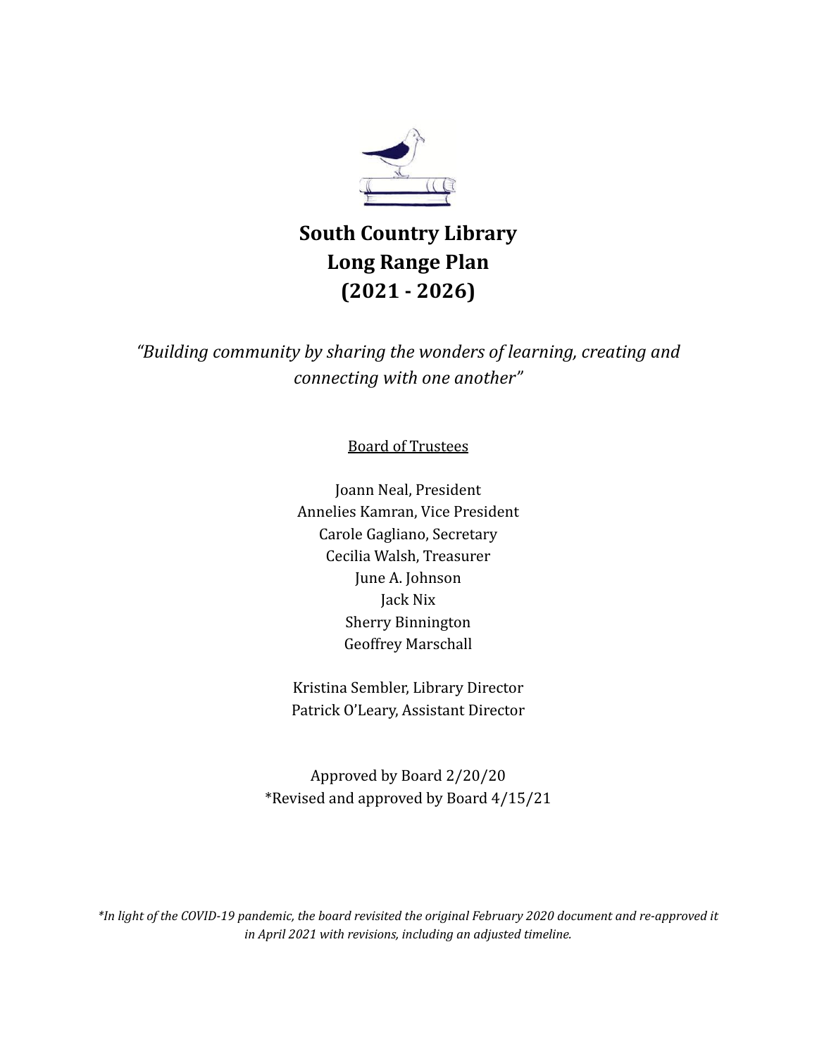# South Country Library
# Long Range Plan
# (2021 - 2026)

*"Building community by sharing the wonders of learning, creating and connecting with one another"*

Board of Trustees

Joann Neal, President
Annelies Kamran, Vice President
Carole Gagliano, Secretary
Cecilia Walsh, Treasurer
June A. Johnson
Jack Nix
Sherry Binnington
Geoffrey Marschall

Kristina Sembler, Library Director
Patrick O'Leary, Assistant Director

Approved by Board 2/20/20
*Revised and approved by Board 4/15/21

*\*In light of the COVID-19 pandemic, the board revisited the original February 2020 document and re-approved it in April 2021 with revisions, including an adjusted timeline.*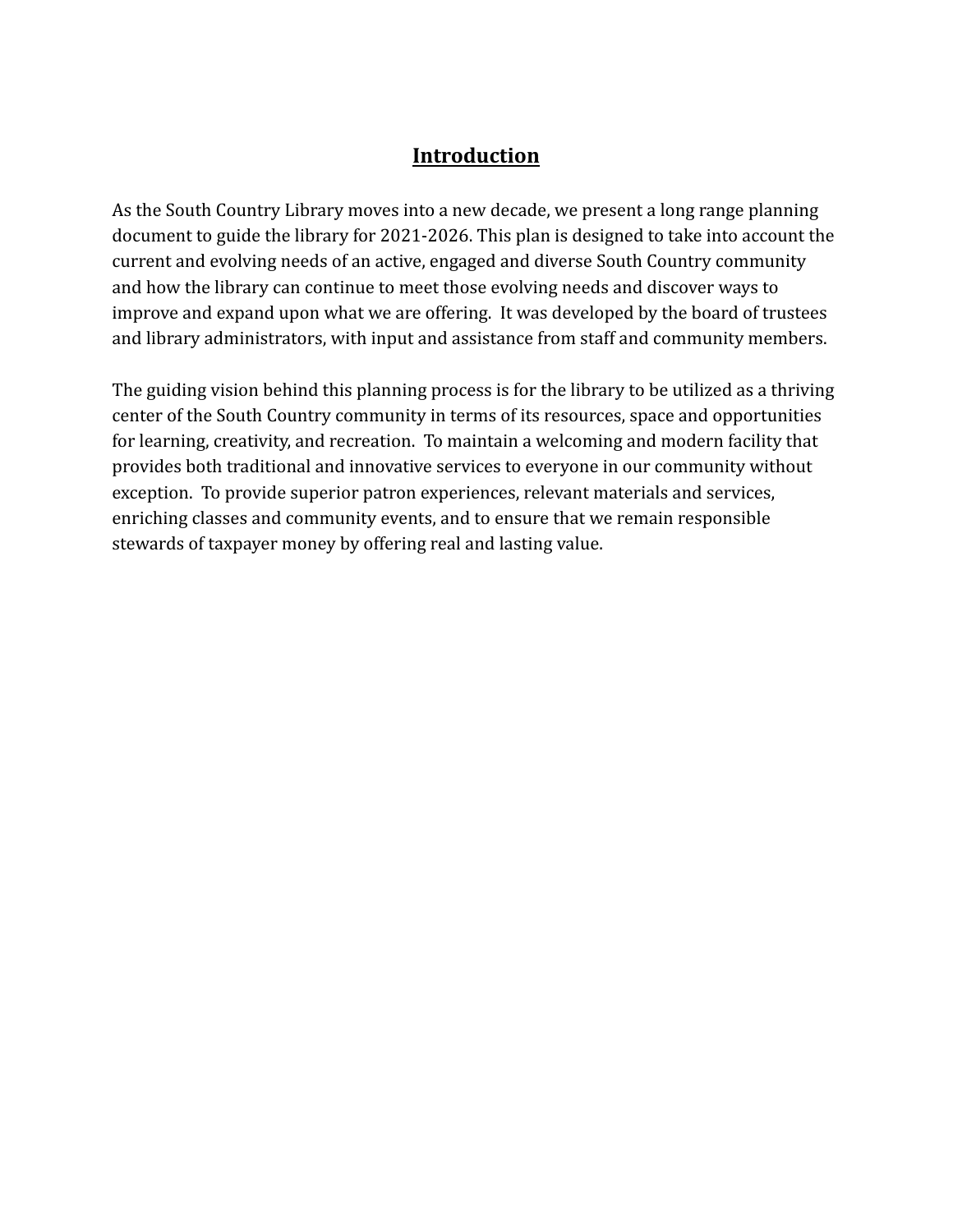# Introduction

As the South Country Library moves into a new decade, we present a long range planning document to guide the library for 2021-2026. This plan is designed to take into account the current and evolving needs of an active, engaged and diverse South Country community and how the library can continue to meet those evolving needs and discover ways to improve and expand upon what we are offering. It was developed by the board of trustees and library administrators, with input and assistance from staff and community members.

The guiding vision behind this planning process is for the library to be utilized as a thriving center of the South Country community in terms of its resources, space and opportunities for learning, creativity, and recreation. To maintain a welcoming and modern facility that provides both traditional and innovative services to everyone in our community without exception. To provide superior patron experiences, relevant materials and services, enriching classes and community events, and to ensure that we remain responsible stewards of taxpayer money by offering real and lasting value.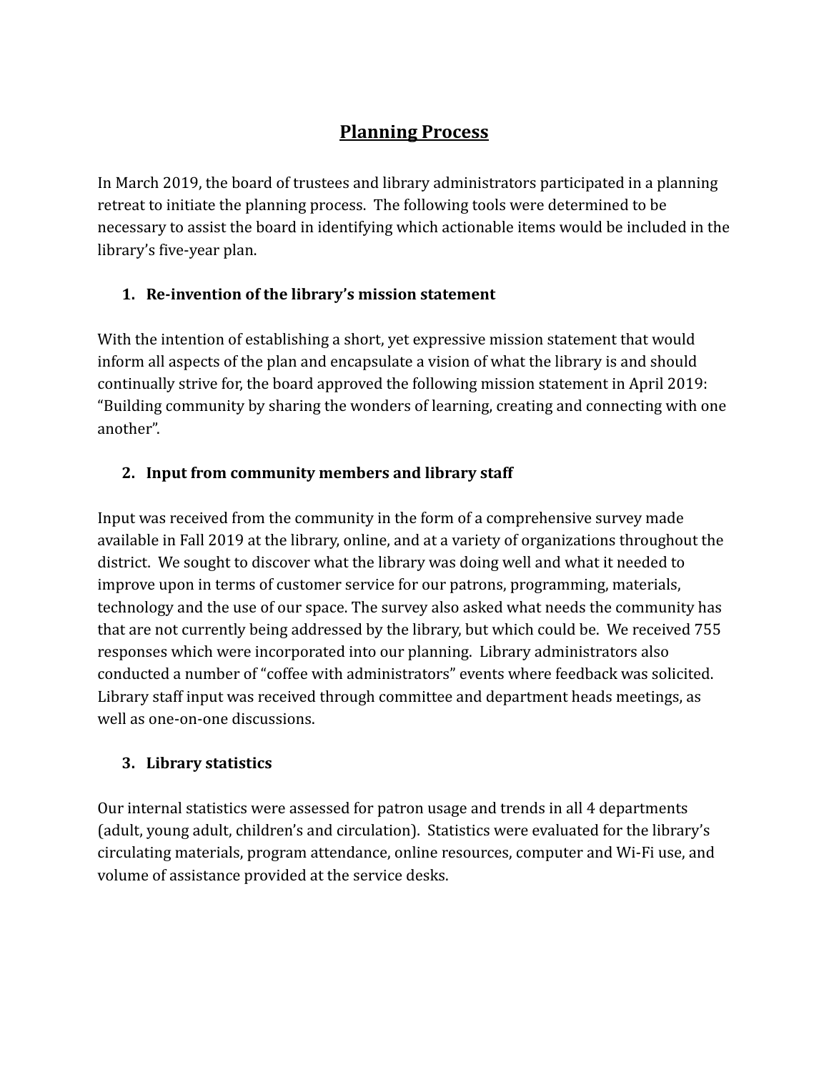# Planning Process

In March 2019, the board of trustees and library administrators participated in a planning retreat to initiate the planning process. The following tools were determined to be necessary to assist the board in identifying which actionable items would be included in the library's five-year plan.

1. **Re-invention of the library's mission statement**

With the intention of establishing a short, yet expressive mission statement that would inform all aspects of the plan and encapsulate a vision of what the library is and should continually strive for, the board approved the following mission statement in April 2019: "Building community by sharing the wonders of learning, creating and connecting with one another".

2. **Input from community members and library staff**

Input was received from the community in the form of a comprehensive survey made available in Fall 2019 at the library, online, and at a variety of organizations throughout the district. We sought to discover what the library was doing well and what it needed to improve upon in terms of customer service for our patrons, programming, materials, technology and the use of our space. The survey also asked what needs the community has that are not currently being addressed by the library, but which could be. We received 755 responses which were incorporated into our planning. Library administrators also conducted a number of "coffee with administrators" events where feedback was solicited. Library staff input was received through committee and department heads meetings, as well as one-on-one discussions.

3. **Library statistics**

Our internal statistics were assessed for patron usage and trends in all 4 departments (adult, young adult, children's and circulation). Statistics were evaluated for the library's circulating materials, program attendance, online resources, computer and Wi-Fi use, and volume of assistance provided at the service desks.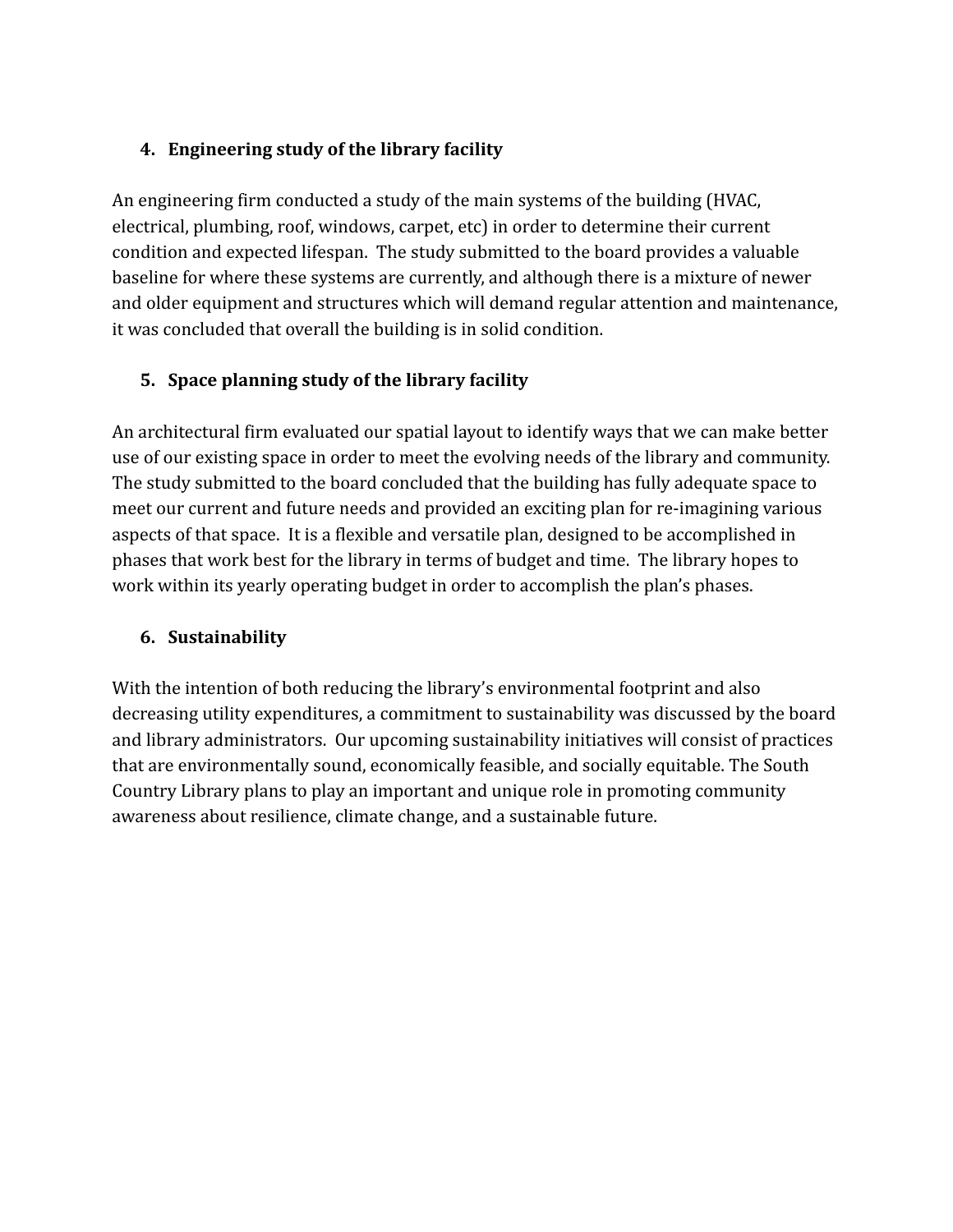### 4. Engineering study of the library facility

An engineering firm conducted a study of the main systems of the building (HVAC, electrical, plumbing, roof, windows, carpet, etc) in order to determine their current condition and expected lifespan. The study submitted to the board provides a valuable baseline for where these systems are currently, and although there is a mixture of newer and older equipment and structures which will demand regular attention and maintenance, it was concluded that overall the building is in solid condition.

### 5. Space planning study of the library facility

An architectural firm evaluated our spatial layout to identify ways that we can make better use of our existing space in order to meet the evolving needs of the library and community. The study submitted to the board concluded that the building has fully adequate space to meet our current and future needs and provided an exciting plan for re-imagining various aspects of that space. It is a flexible and versatile plan, designed to be accomplished in phases that work best for the library in terms of budget and time. The library hopes to work within its yearly operating budget in order to accomplish the plan's phases.

### 6. Sustainability

With the intention of both reducing the library's environmental footprint and also decreasing utility expenditures, a commitment to sustainability was discussed by the board and library administrators. Our upcoming sustainability initiatives will consist of practices that are environmentally sound, economically feasible, and socially equitable. The South Country Library plans to play an important and unique role in promoting community awareness about resilience, climate change, and a sustainable future.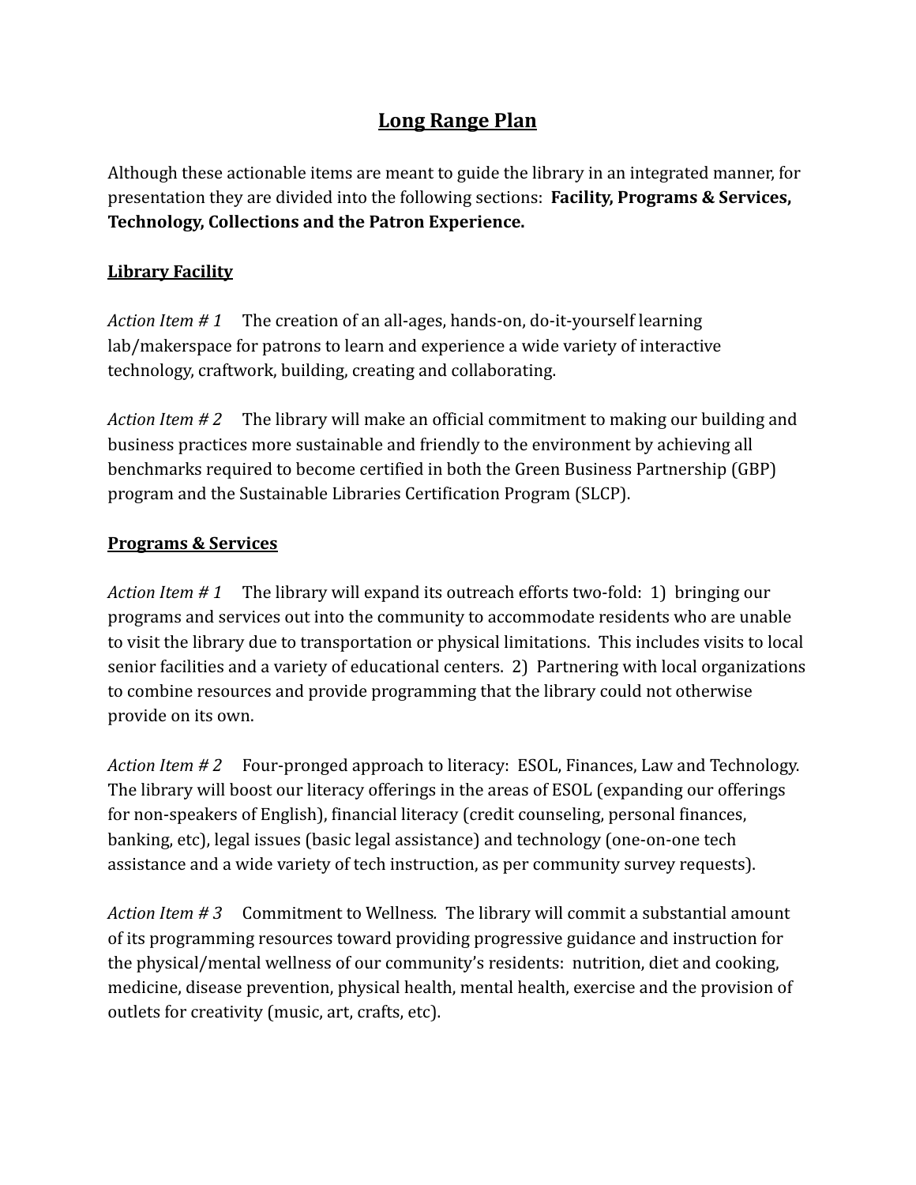# Long Range Plan

Although these actionable items are meant to guide the library in an integrated manner, for presentation they are divided into the following sections: **Facility, Programs & Services, Technology, Collections and the Patron Experience.**

## Library Facility

*Action Item # 1* The creation of an all-ages, hands-on, do-it-yourself learning lab/makerspace for patrons to learn and experience a wide variety of interactive technology, craftwork, building, creating and collaborating.

*Action Item # 2* The library will make an official commitment to making our building and business practices more sustainable and friendly to the environment by achieving all benchmarks required to become certified in both the Green Business Partnership (GBP) program and the Sustainable Libraries Certification Program (SLCP).

## Programs & Services

*Action Item # 1* The library will expand its outreach efforts two-fold: 1) bringing our programs and services out into the community to accommodate residents who are unable to visit the library due to transportation or physical limitations. This includes visits to local senior facilities and a variety of educational centers. 2) Partnering with local organizations to combine resources and provide programming that the library could not otherwise provide on its own.

*Action Item # 2* Four-pronged approach to literacy: ESOL, Finances, Law and Technology. The library will boost our literacy offerings in the areas of ESOL (expanding our offerings for non-speakers of English), financial literacy (credit counseling, personal finances, banking, etc), legal issues (basic legal assistance) and technology (one-on-one tech assistance and a wide variety of tech instruction, as per community survey requests).

*Action Item # 3* Commitment to Wellness. The library will commit a substantial amount of its programming resources toward providing progressive guidance and instruction for the physical/mental wellness of our community's residents: nutrition, diet and cooking, medicine, disease prevention, physical health, mental health, exercise and the provision of outlets for creativity (music, art, crafts, etc).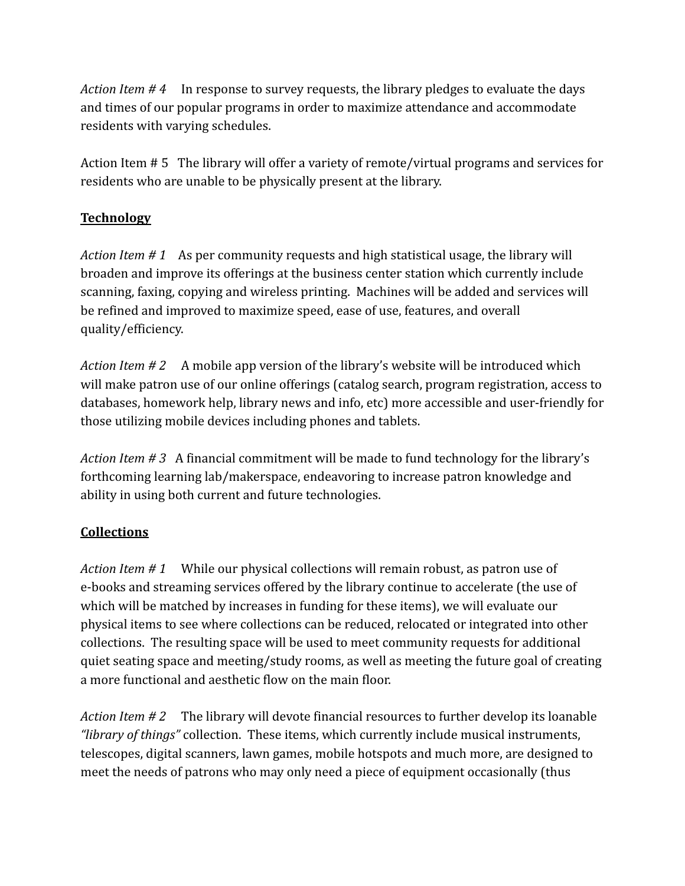*Action Item # 4* In response to survey requests, the library pledges to evaluate the days and times of our popular programs in order to maximize attendance and accommodate residents with varying schedules.

Action Item # 5 The library will offer a variety of remote/virtual programs and services for residents who are unable to be physically present at the library.

**Technology**

*Action Item # 1* As per community requests and high statistical usage, the library will broaden and improve its offerings at the business center station which currently include scanning, faxing, copying and wireless printing. Machines will be added and services will be refined and improved to maximize speed, ease of use, features, and overall quality/efficiency.

*Action Item # 2* A mobile app version of the library's website will be introduced which will make patron use of our online offerings (catalog search, program registration, access to databases, homework help, library news and info, etc) more accessible and user-friendly for those utilizing mobile devices including phones and tablets.

*Action Item # 3* A financial commitment will be made to fund technology for the library's forthcoming learning lab/makerspace, endeavoring to increase patron knowledge and ability in using both current and future technologies.

**Collections**

*Action Item # 1* While our physical collections will remain robust, as patron use of e-books and streaming services offered by the library continue to accelerate (the use of which will be matched by increases in funding for these items), we will evaluate our physical items to see where collections can be reduced, relocated or integrated into other collections. The resulting space will be used to meet community requests for additional quiet seating space and meeting/study rooms, as well as meeting the future goal of creating a more functional and aesthetic flow on the main floor.

*Action Item # 2* The library will devote financial resources to further develop its loanable *"library of things"* collection. These items, which currently include musical instruments, telescopes, digital scanners, lawn games, mobile hotspots and much more, are designed to meet the needs of patrons who may only need a piece of equipment occasionally (thus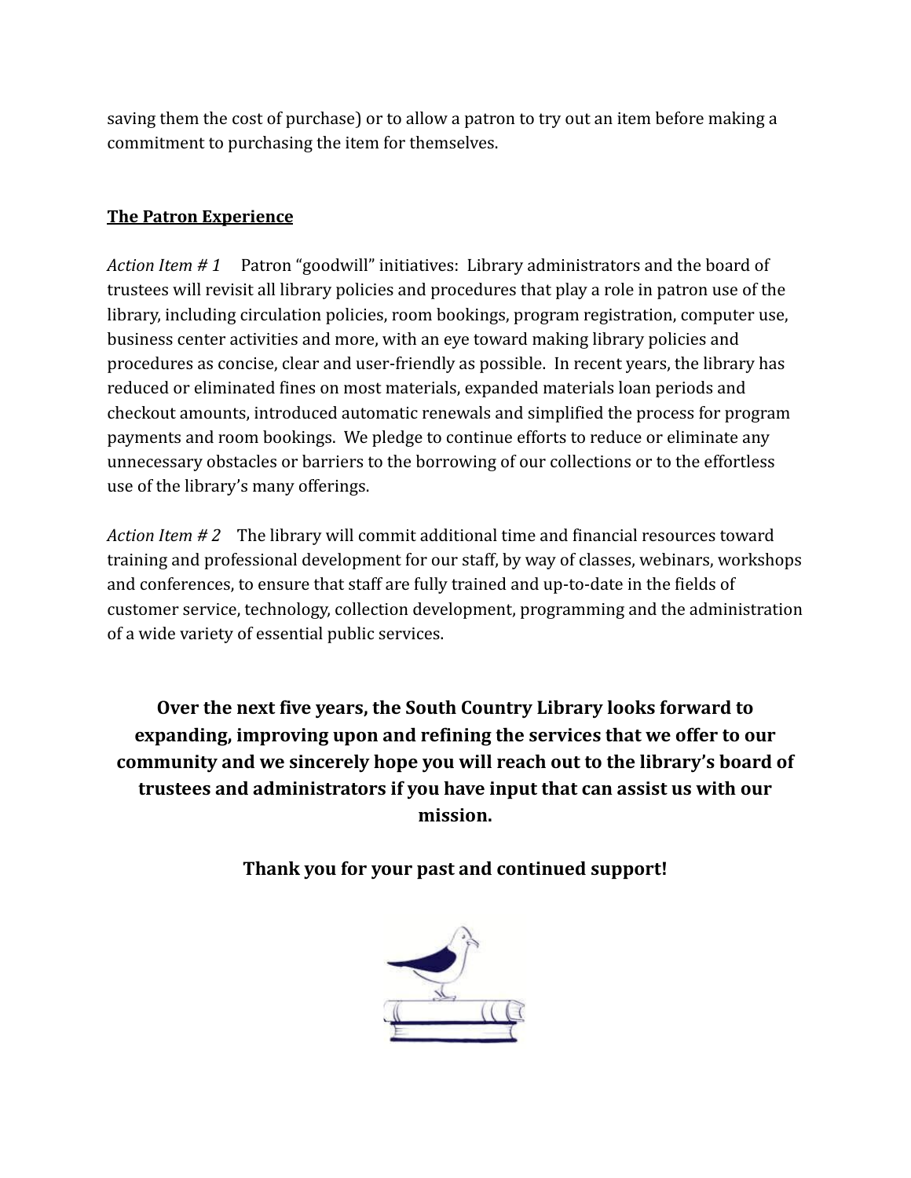saving them the cost of purchase) or to allow a patron to try out an item before making a commitment to purchasing the item for themselves.

**The Patron Experience**

*Action Item # 1* Patron "goodwill" initiatives: Library administrators and the board of trustees will revisit all library policies and procedures that play a role in patron use of the library, including circulation policies, room bookings, program registration, computer use, business center activities and more, with an eye toward making library policies and procedures as concise, clear and user-friendly as possible. In recent years, the library has reduced or eliminated fines on most materials, expanded materials loan periods and checkout amounts, introduced automatic renewals and simplified the process for program payments and room bookings. We pledge to continue efforts to reduce or eliminate any unnecessary obstacles or barriers to the borrowing of our collections or to the effortless use of the library's many offerings.

*Action Item # 2* The library will commit additional time and financial resources toward training and professional development for our staff, by way of classes, webinars, workshops and conferences, to ensure that staff are fully trained and up-to-date in the fields of customer service, technology, collection development, programming and the administration of a wide variety of essential public services.

**Over the next five years, the South Country Library looks forward to expanding, improving upon and refining the services that we offer to our community and we sincerely hope you will reach out to the library's board of trustees and administrators if you have input that can assist us with our mission.**

**Thank you for your past and continued support!**